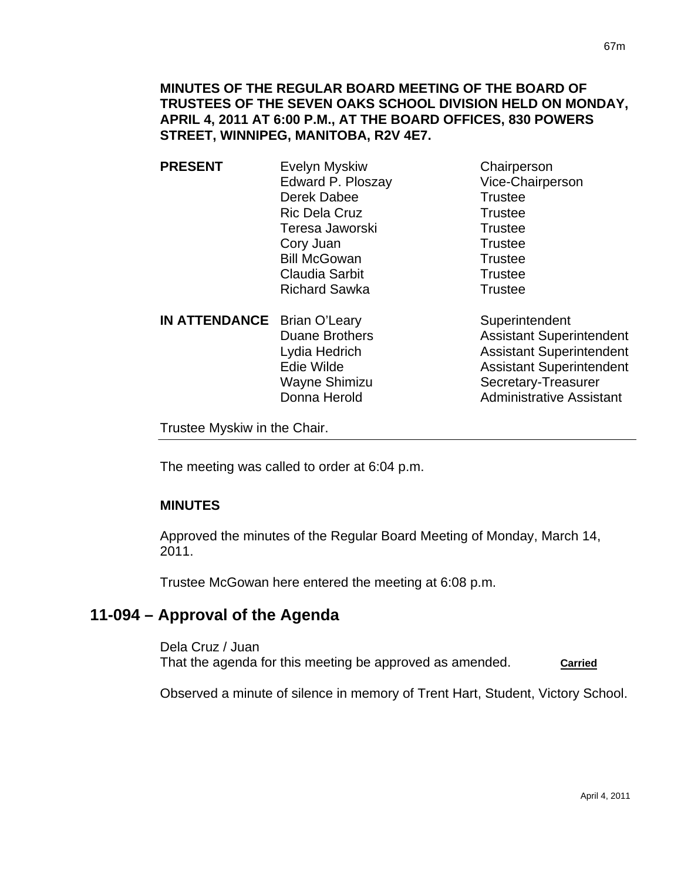**MINUTES OF THE REGULAR BOARD MEETING OF THE BOARD OF TRUSTEES OF THE SEVEN OAKS SCHOOL DIVISION HELD ON MONDAY, APRIL 4, 2011 AT 6:00 P.M., AT THE BOARD OFFICES, 830 POWERS STREET, WINNIPEG, MANITOBA, R2V 4E7.**

| | | |
|---|---|---|
| **PRESENT** | Evelyn Myskiw | Chairperson |
| | Edward P. Ploszay | Vice-Chairperson |
| | Derek Dabee | Trustee |
| | Ric Dela Cruz | Trustee |
| | Teresa Jaworski | Trustee |
| | Cory Juan | Trustee |
| | Bill McGowan | Trustee |
| | Claudia Sarbit | Trustee |
| | Richard Sawka | Trustee |
| **IN ATTENDANCE** | Brian O'Leary | Superintendent |
| | Duane Brothers | Assistant Superintendent |
| | Lydia Hedrich | Assistant Superintendent |
| | Edie Wilde | Assistant Superintendent |
| | Wayne Shimizu | Secretary-Treasurer |
| | Donna Herold | Administrative Assistant |

Trustee Myskiw in the Chair.

---

The meeting was called to order at 6:04 p.m.

**MINUTES**

Approved the minutes of the Regular Board Meeting of Monday, March 14, 2011.

Trustee McGowan here entered the meeting at 6:08 p.m.

## 11-094 – Approval of the Agenda

Dela Cruz / Juan
That the agenda for this meeting be approved as amended. **Carried**

Observed a minute of silence in memory of Trent Hart, Student, Victory School.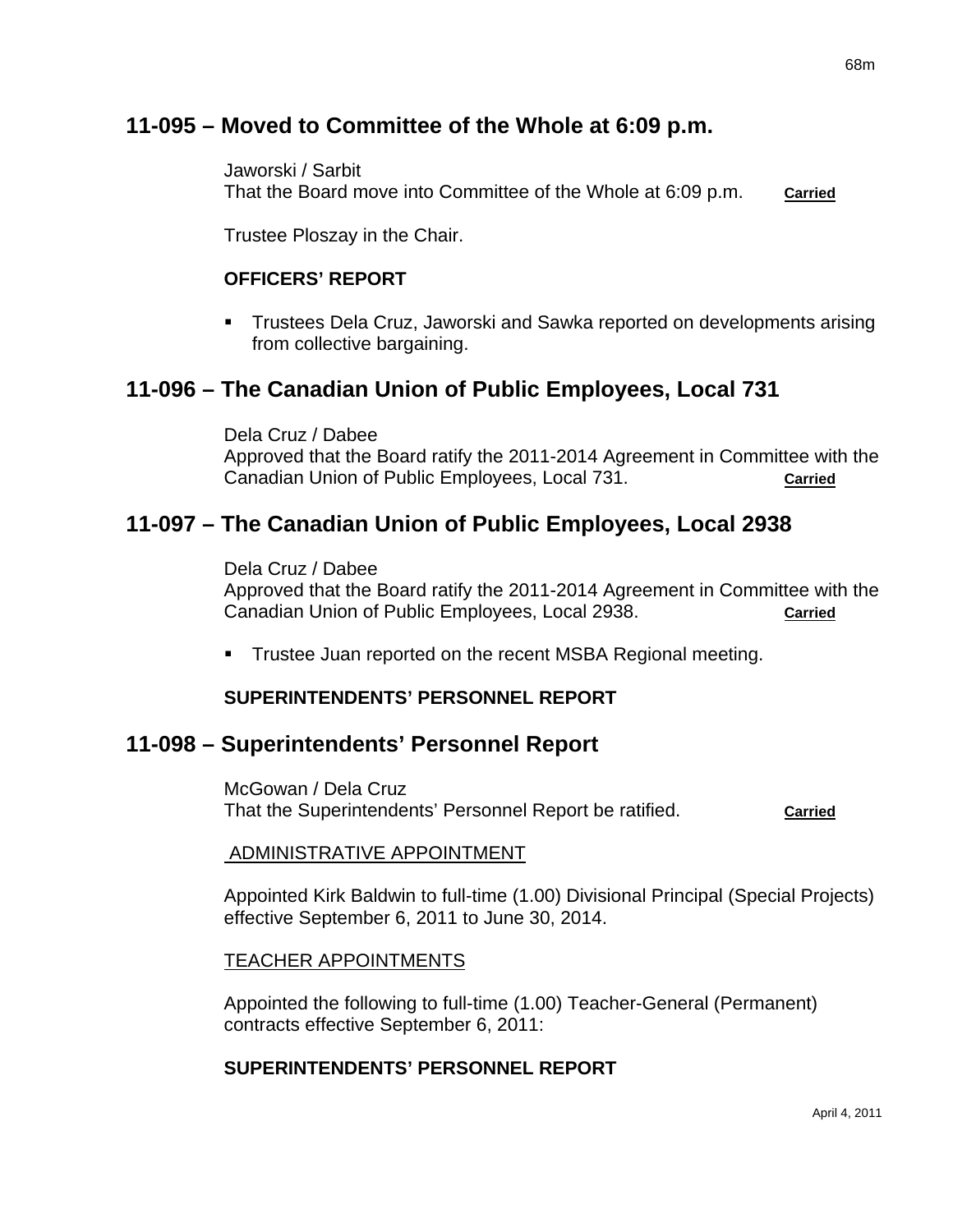## 11-095 – Moved to Committee of the Whole at 6:09 p.m.

Jaworski / Sarbit
That the Board move into Committee of the Whole at 6:09 p.m. **Carried**

Trustee Ploszay in the Chair.

**OFFICERS' REPORT**

- Trustees Dela Cruz, Jaworski and Sawka reported on developments arising from collective bargaining.

## 11-096 – The Canadian Union of Public Employees, Local 731

Dela Cruz / Dabee
Approved that the Board ratify the 2011-2014 Agreement in Committee with the Canadian Union of Public Employees, Local 731. **Carried**

## 11-097 – The Canadian Union of Public Employees, Local 2938

Dela Cruz / Dabee
Approved that the Board ratify the 2011-2014 Agreement in Committee with the Canadian Union of Public Employees, Local 2938. **Carried**

- Trustee Juan reported on the recent MSBA Regional meeting.

**SUPERINTENDENTS' PERSONNEL REPORT**

## 11-098 – Superintendents' Personnel Report

McGowan / Dela Cruz
That the Superintendents' Personnel Report be ratified. **Carried**

ADMINISTRATIVE APPOINTMENT

Appointed Kirk Baldwin to full-time (1.00) Divisional Principal (Special Projects) effective September 6, 2011 to June 30, 2014.

TEACHER APPOINTMENTS

Appointed the following to full-time (1.00) Teacher-General (Permanent) contracts effective September 6, 2011:

**SUPERINTENDENTS' PERSONNEL REPORT**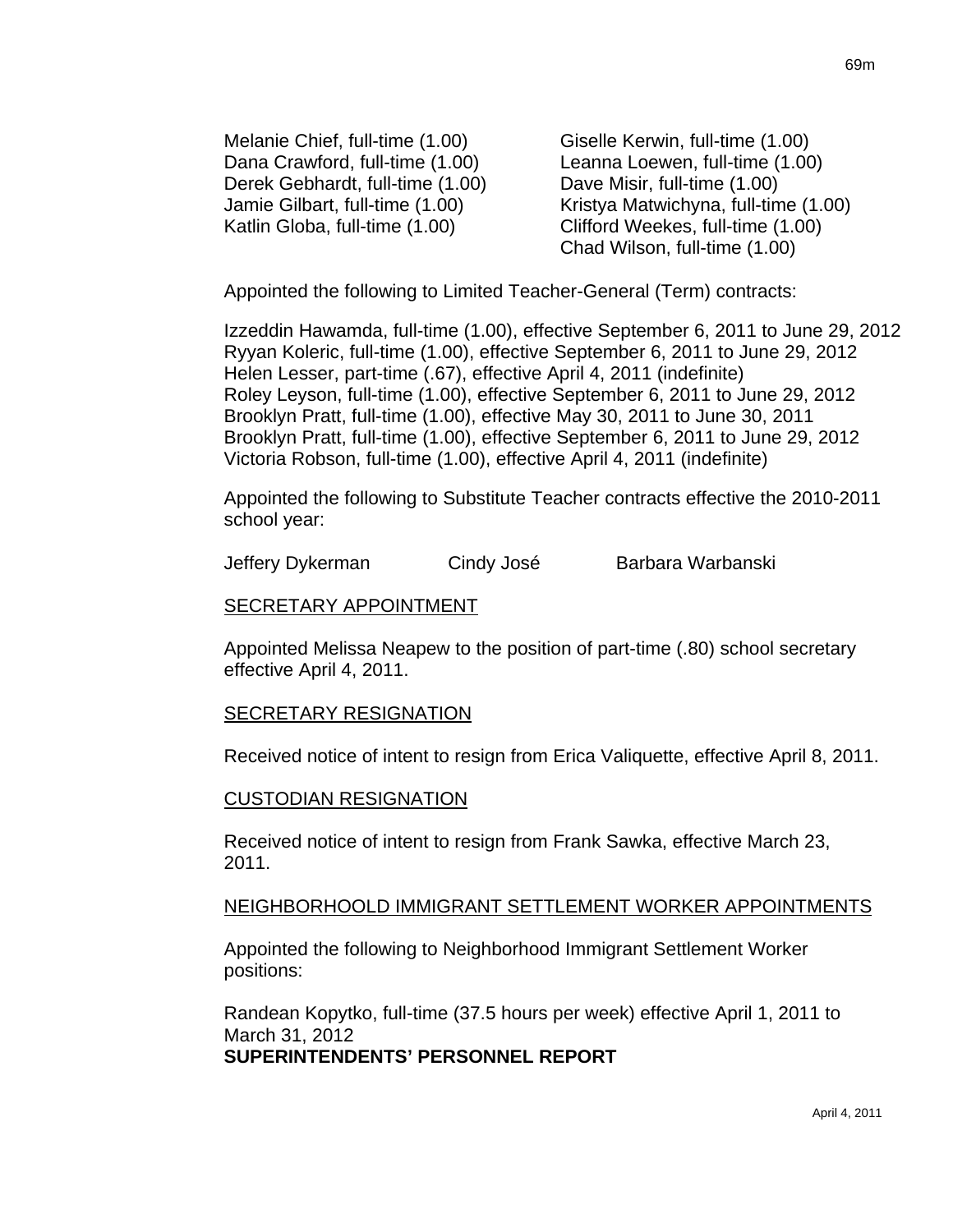Melanie Chief, full-time (1.00)
Dana Crawford, full-time (1.00)
Derek Gebhardt, full-time (1.00)
Jamie Gilbart, full-time (1.00)
Katlin Globa, full-time (1.00)
Giselle Kerwin, full-time (1.00)
Leanna Loewen, full-time (1.00)
Dave Misir, full-time (1.00)
Kristya Matwichyna, full-time (1.00)
Clifford Weekes, full-time (1.00)
Chad Wilson, full-time (1.00)

Appointed the following to Limited Teacher-General (Term) contracts:

Izzeddin Hawamda, full-time (1.00), effective September 6, 2011 to June 29, 2012
Ryyan Koleric, full-time (1.00), effective September 6, 2011 to June 29, 2012
Helen Lesser, part-time (.67), effective April 4, 2011 (indefinite)
Roley Leyson, full-time (1.00), effective September 6, 2011 to June 29, 2012
Brooklyn Pratt, full-time (1.00), effective May 30, 2011 to June 30, 2011
Brooklyn Pratt, full-time (1.00), effective September 6, 2011 to June 29, 2012
Victoria Robson, full-time (1.00), effective April 4, 2011 (indefinite)

Appointed the following to Substitute Teacher contracts effective the 2010-2011 school year:

Jeffery Dykerman
Cindy José
Barbara Warbanski

SECRETARY APPOINTMENT

Appointed Melissa Neapew to the position of part-time (.80) school secretary effective April 4, 2011.

SECRETARY RESIGNATION

Received notice of intent to resign from Erica Valiquette, effective April 8, 2011.

CUSTODIAN RESIGNATION

Received notice of intent to resign from Frank Sawka, effective March 23, 2011.

NEIGHBORHOOLD IMMIGRANT SETTLEMENT WORKER APPOINTMENTS

Appointed the following to Neighborhood Immigrant Settlement Worker positions:

Randean Kopytko, full-time (37.5 hours per week) effective April 1, 2011 to March 31, 2012

**SUPERINTENDENTS' PERSONNEL REPORT**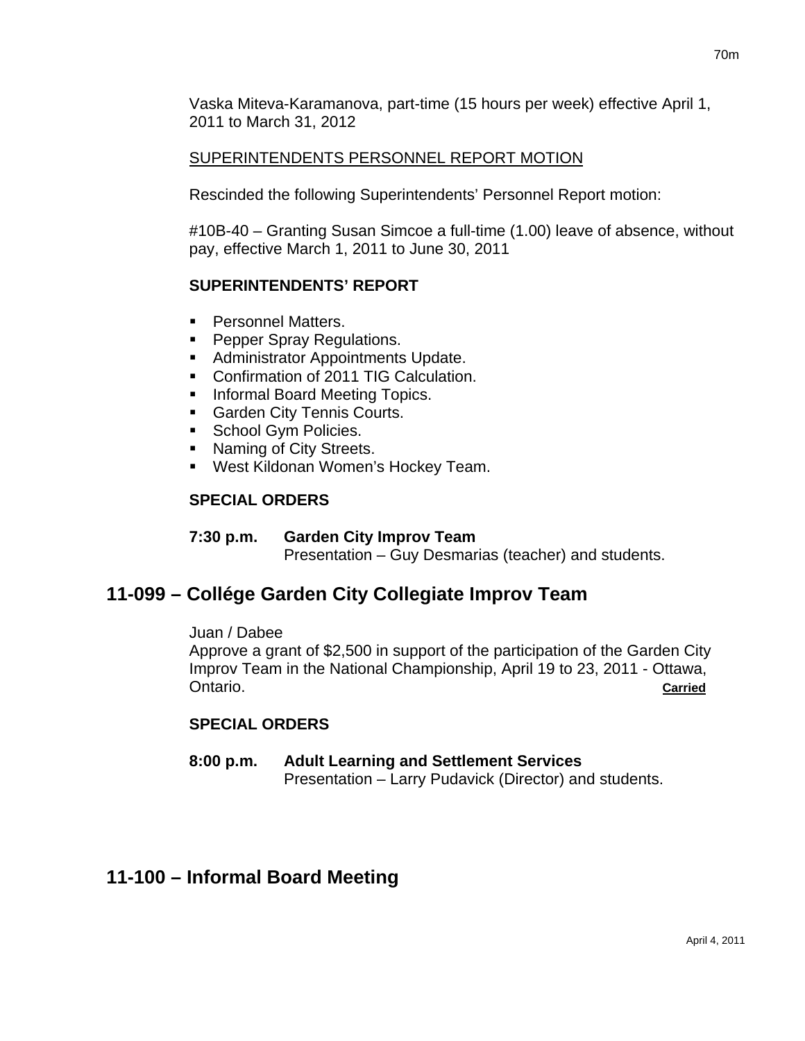Vaska Miteva-Karamanova, part-time (15 hours per week) effective April 1, 2011 to March 31, 2012

<u>SUPERINTENDENTS PERSONNEL REPORT MOTION</u>

Rescinded the following Superintendents' Personnel Report motion:

#10B-40 – Granting Susan Simcoe a full-time (1.00) leave of absence, without pay, effective March 1, 2011 to June 30, 2011

**SUPERINTENDENTS' REPORT**

- Personnel Matters.
- Pepper Spray Regulations.
- Administrator Appointments Update.
- Confirmation of 2011 TIG Calculation.
- Informal Board Meeting Topics.
- Garden City Tennis Courts.
- School Gym Policies.
- Naming of City Streets.
- West Kildonan Women's Hockey Team.

**SPECIAL ORDERS**

**7:30 p.m.** **Garden City Improv Team**
Presentation – Guy Desmarias (teacher) and students.

## 11-099 – Collége Garden City Collegiate Improv Team

Juan / Dabee
Approve a grant of $2,500 in support of the participation of the Garden City Improv Team in the National Championship, April 19 to 23, 2011 - Ottawa, Ontario. **Carried**

**SPECIAL ORDERS**

**8:00 p.m.** **Adult Learning and Settlement Services**
Presentation – Larry Pudavick (Director) and students.

## 11-100 – Informal Board Meeting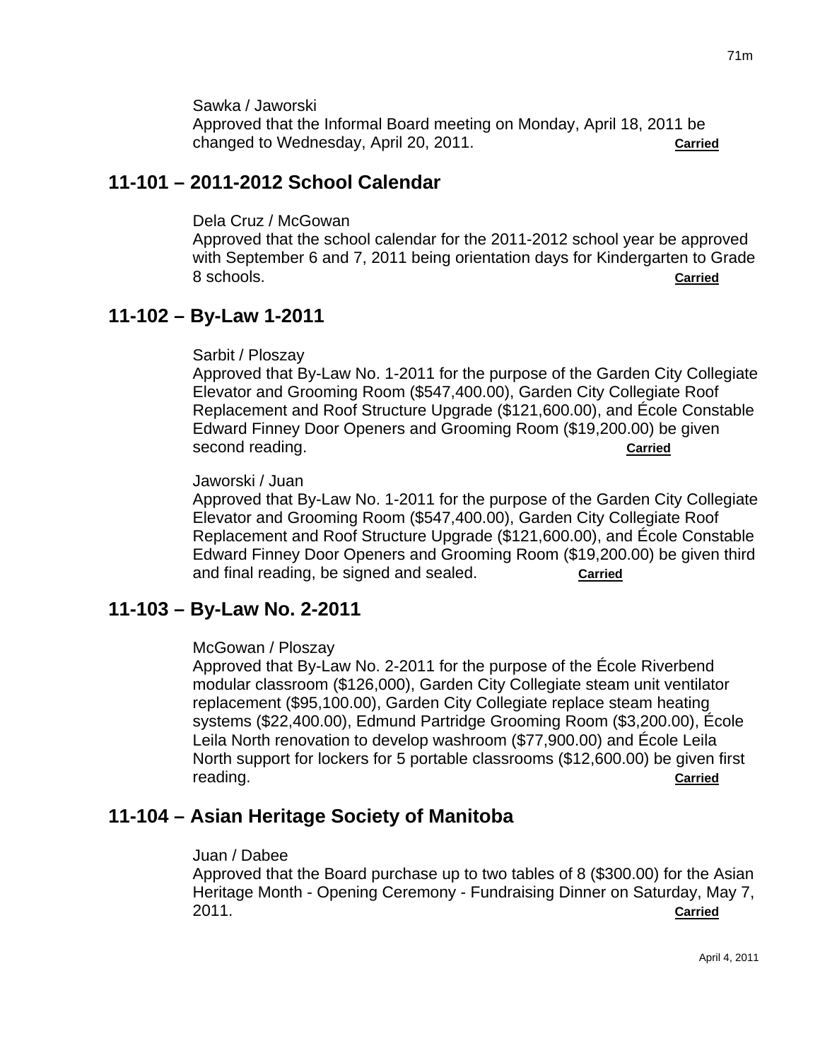Sawka / Jaworski
Approved that the Informal Board meeting on Monday, April 18, 2011 be changed to Wednesday, April 20, 2011. **Carried**

## 11-101 – 2011-2012 School Calendar

Dela Cruz / McGowan
Approved that the school calendar for the 2011-2012 school year be approved with September 6 and 7, 2011 being orientation days for Kindergarten to Grade 8 schools. **Carried**

## 11-102 – By-Law 1-2011

Sarbit / Ploszay
Approved that By-Law No. 1-2011 for the purpose of the Garden City Collegiate Elevator and Grooming Room ($547,400.00), Garden City Collegiate Roof Replacement and Roof Structure Upgrade ($121,600.00), and École Constable Edward Finney Door Openers and Grooming Room ($19,200.00) be given second reading. **Carried**

Jaworski / Juan
Approved that By-Law No. 1-2011 for the purpose of the Garden City Collegiate Elevator and Grooming Room ($547,400.00), Garden City Collegiate Roof Replacement and Roof Structure Upgrade ($121,600.00), and École Constable Edward Finney Door Openers and Grooming Room ($19,200.00) be given third and final reading, be signed and sealed. **Carried**

## 11-103 – By-Law No. 2-2011

McGowan / Ploszay
Approved that By-Law No. 2-2011 for the purpose of the École Riverbend modular classroom ($126,000), Garden City Collegiate steam unit ventilator replacement ($95,100.00), Garden City Collegiate replace steam heating systems ($22,400.00), Edmund Partridge Grooming Room ($3,200.00), École Leila North renovation to develop washroom ($77,900.00) and École Leila North support for lockers for 5 portable classrooms ($12,600.00) be given first reading. **Carried**

## 11-104 – Asian Heritage Society of Manitoba

Juan / Dabee
Approved that the Board purchase up to two tables of 8 ($300.00) for the Asian Heritage Month - Opening Ceremony - Fundraising Dinner on Saturday, May 7, 2011. **Carried**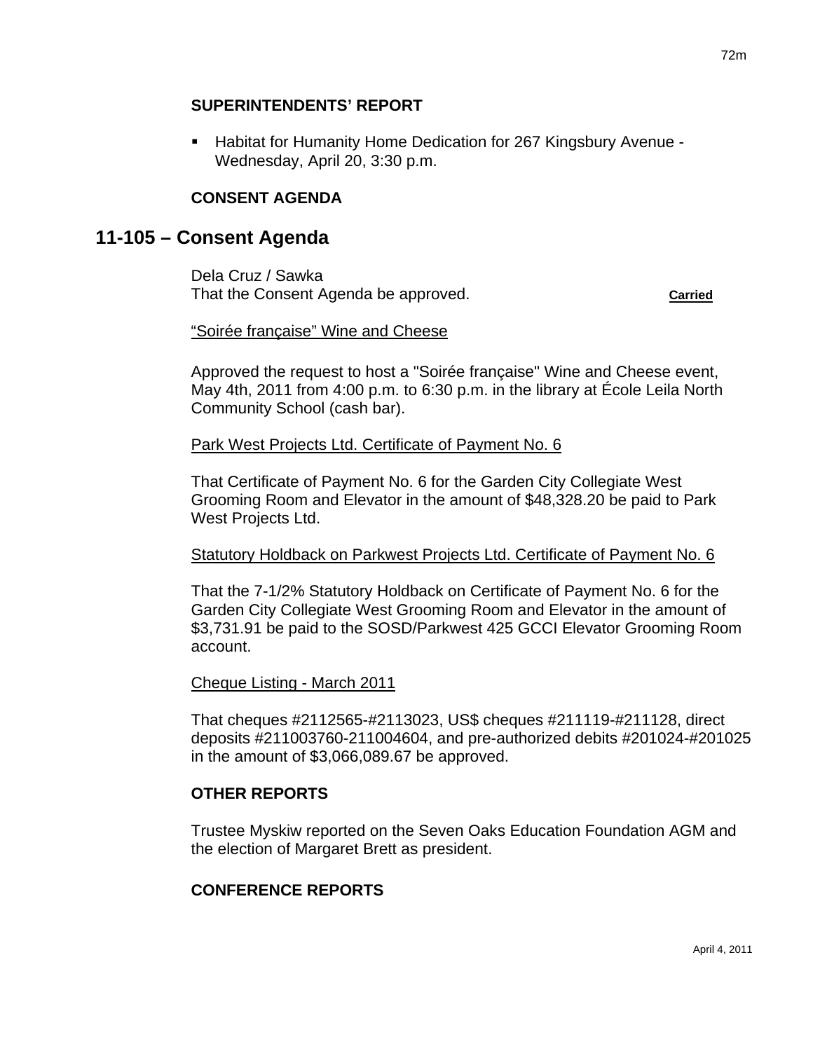**SUPERINTENDENTS' REPORT**

- Habitat for Humanity Home Dedication for 267 Kingsbury Avenue - Wednesday, April 20, 3:30 p.m.

**CONSENT AGENDA**

## 11-105 – Consent Agenda

Dela Cruz / Sawka
That the Consent Agenda be approved. **Carried**

"Soirée française" Wine and Cheese

Approved the request to host a "Soirée française" Wine and Cheese event, May 4th, 2011 from 4:00 p.m. to 6:30 p.m. in the library at École Leila North Community School (cash bar).

Park West Projects Ltd. Certificate of Payment No. 6

That Certificate of Payment No. 6 for the Garden City Collegiate West Grooming Room and Elevator in the amount of $48,328.20 be paid to Park West Projects Ltd.

Statutory Holdback on Parkwest Projects Ltd. Certificate of Payment No. 6

That the 7-1/2% Statutory Holdback on Certificate of Payment No. 6 for the Garden City Collegiate West Grooming Room and Elevator in the amount of $3,731.91 be paid to the SOSD/Parkwest 425 GCCI Elevator Grooming Room account.

Cheque Listing - March 2011

That cheques #2112565-#2113023, US$ cheques #211119-#211128, direct deposits #211003760-211004604, and pre-authorized debits #201024-#201025 in the amount of $3,066,089.67 be approved.

**OTHER REPORTS**

Trustee Myskiw reported on the Seven Oaks Education Foundation AGM and the election of Margaret Brett as president.

**CONFERENCE REPORTS**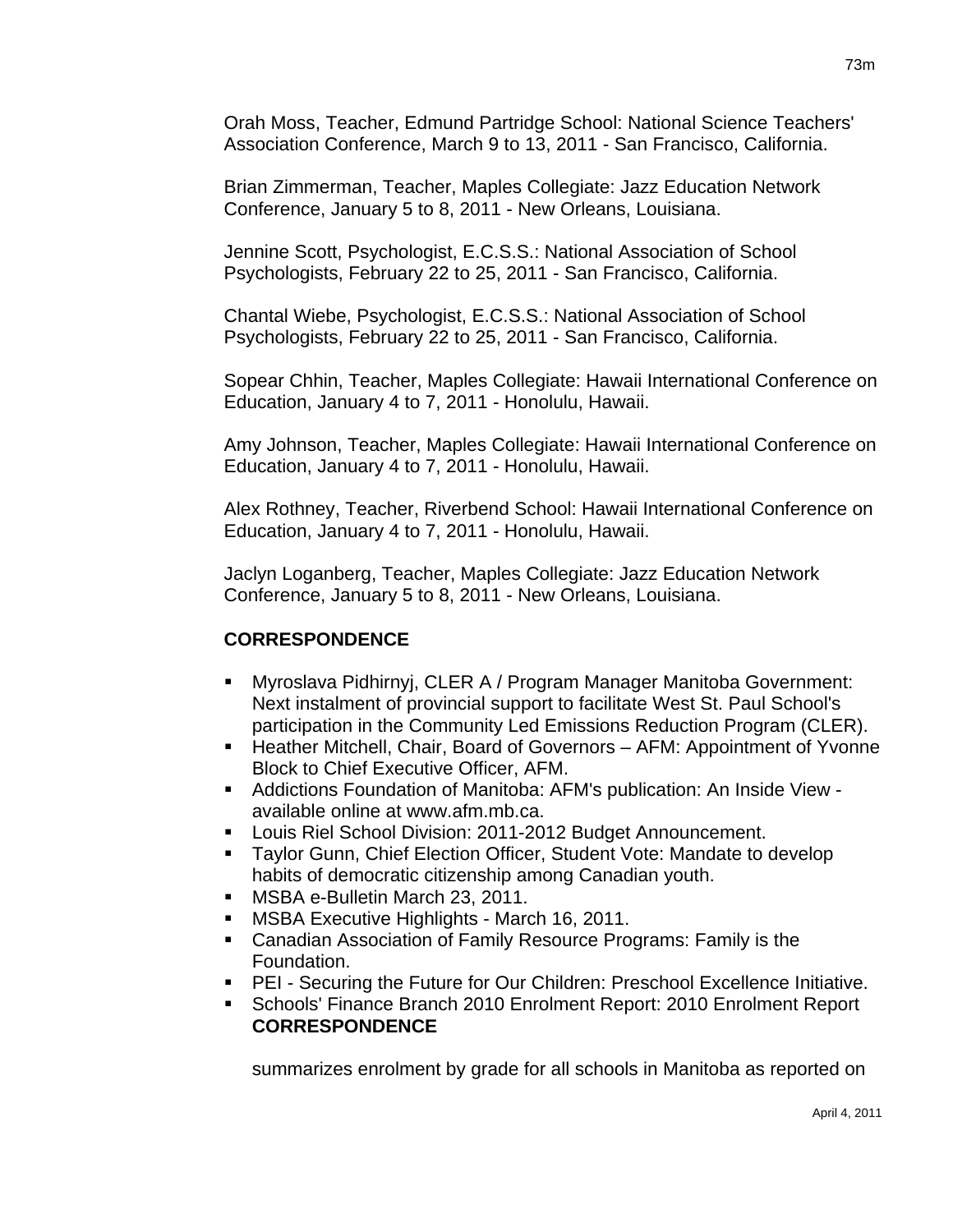Orah Moss, Teacher, Edmund Partridge School: National Science Teachers' Association Conference, March 9 to 13, 2011 - San Francisco, California.

Brian Zimmerman, Teacher, Maples Collegiate: Jazz Education Network Conference, January 5 to 8, 2011 - New Orleans, Louisiana.

Jennine Scott, Psychologist, E.C.S.S.: National Association of School Psychologists, February 22 to 25, 2011 - San Francisco, California.

Chantal Wiebe, Psychologist, E.C.S.S.: National Association of School Psychologists, February 22 to 25, 2011 - San Francisco, California.

Sopear Chhin, Teacher, Maples Collegiate: Hawaii International Conference on Education, January 4 to 7, 2011 - Honolulu, Hawaii.

Amy Johnson, Teacher, Maples Collegiate: Hawaii International Conference on Education, January 4 to 7, 2011 - Honolulu, Hawaii.

Alex Rothney, Teacher, Riverbend School: Hawaii International Conference on Education, January 4 to 7, 2011 - Honolulu, Hawaii.

Jaclyn Loganberg, Teacher, Maples Collegiate: Jazz Education Network Conference, January 5 to 8, 2011 - New Orleans, Louisiana.

**CORRESPONDENCE**

- Myroslava Pidhirnyj, CLER A / Program Manager Manitoba Government: Next instalment of provincial support to facilitate West St. Paul School's participation in the Community Led Emissions Reduction Program (CLER).
- Heather Mitchell, Chair, Board of Governors – AFM: Appointment of Yvonne Block to Chief Executive Officer, AFM.
- Addictions Foundation of Manitoba: AFM's publication: An Inside View - available online at www.afm.mb.ca.
- Louis Riel School Division: 2011-2012 Budget Announcement.
- Taylor Gunn, Chief Election Officer, Student Vote: Mandate to develop habits of democratic citizenship among Canadian youth.
- MSBA e-Bulletin March 23, 2011.
- MSBA Executive Highlights - March 16, 2011.
- Canadian Association of Family Resource Programs: Family is the Foundation.
- PEI - Securing the Future for Our Children: Preschool Excellence Initiative.
- Schools' Finance Branch 2010 Enrolment Report: 2010 Enrolment Report **CORRESPONDENCE**

  summarizes enrolment by grade for all schools in Manitoba as reported on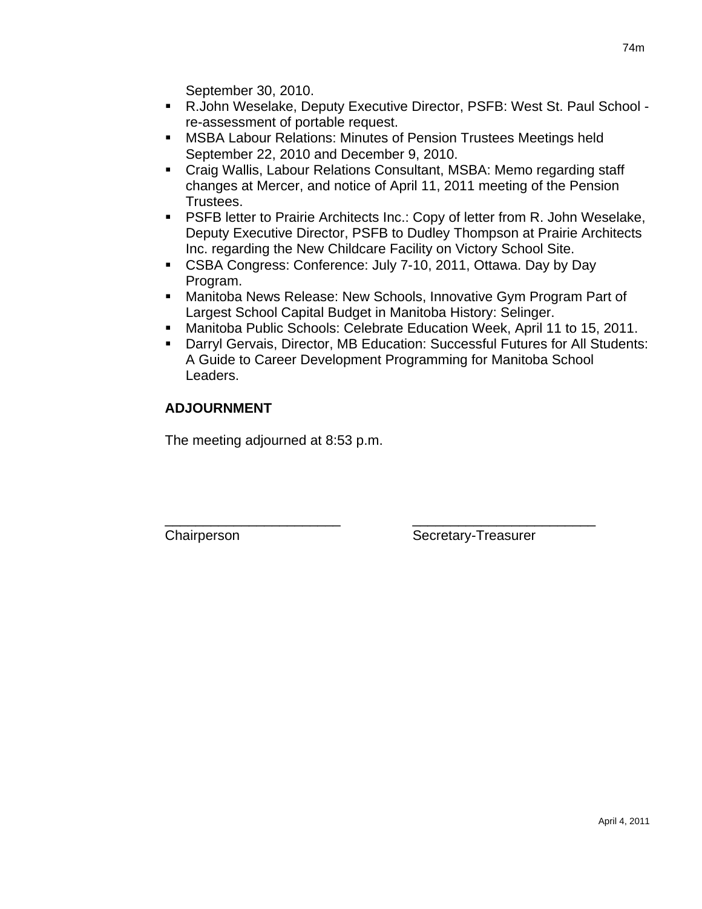September 30, 2010.

- R.John Weselake, Deputy Executive Director, PSFB: West St. Paul School - re-assessment of portable request.
- MSBA Labour Relations: Minutes of Pension Trustees Meetings held September 22, 2010 and December 9, 2010.
- Craig Wallis, Labour Relations Consultant, MSBA: Memo regarding staff changes at Mercer, and notice of April 11, 2011 meeting of the Pension Trustees.
- PSFB letter to Prairie Architects Inc.: Copy of letter from R. John Weselake, Deputy Executive Director, PSFB to Dudley Thompson at Prairie Architects Inc. regarding the New Childcare Facility on Victory School Site.
- CSBA Congress: Conference: July 7-10, 2011, Ottawa. Day by Day Program.
- Manitoba News Release: New Schools, Innovative Gym Program Part of Largest School Capital Budget in Manitoba History: Selinger.
- Manitoba Public Schools: Celebrate Education Week, April 11 to 15, 2011.
- Darryl Gervais, Director, MB Education: Successful Futures for All Students: A Guide to Career Development Programming for Manitoba School Leaders.

**ADJOURNMENT**

The meeting adjourned at 8:53 p.m.

_______________________ _______________________

Chairperson Secretary-Treasurer

April 4, 2011